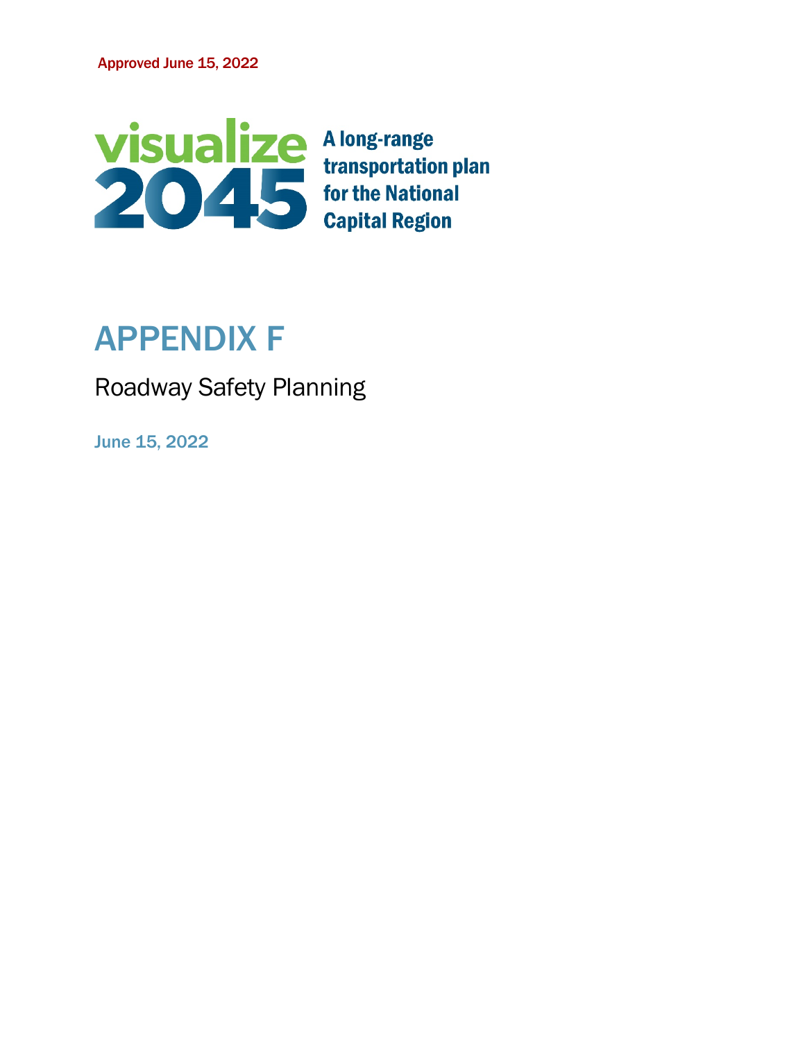Approved June 15, 2022

**visualize 2045**

**A long-range transportation plan for the National Capital Region**

# APPENDIX F

## Roadway Safety Planning

June 15, 2022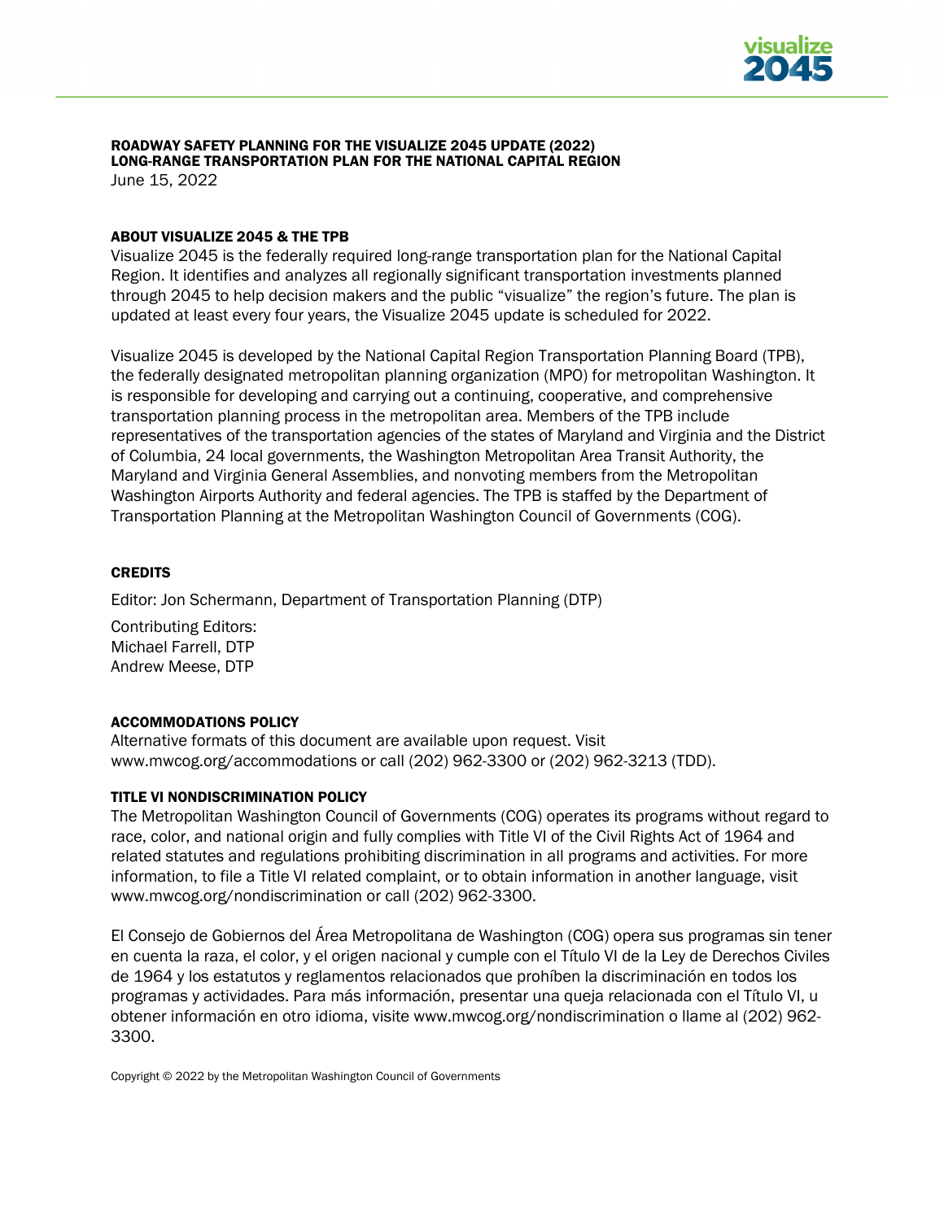**ROADWAY SAFETY PLANNING FOR THE VISUALIZE 2045 UPDATE (2022)**
**LONG-RANGE TRANSPORTATION PLAN FOR THE NATIONAL CAPITAL REGION**
June 15, 2022

### ABOUT VISUALIZE 2045 & THE TPB

Visualize 2045 is the federally required long-range transportation plan for the National Capital Region. It identifies and analyzes all regionally significant transportation investments planned through 2045 to help decision makers and the public "visualize" the region's future. The plan is updated at least every four years, the Visualize 2045 update is scheduled for 2022.

Visualize 2045 is developed by the National Capital Region Transportation Planning Board (TPB), the federally designated metropolitan planning organization (MPO) for metropolitan Washington. It is responsible for developing and carrying out a continuing, cooperative, and comprehensive transportation planning process in the metropolitan area. Members of the TPB include representatives of the transportation agencies of the states of Maryland and Virginia and the District of Columbia, 24 local governments, the Washington Metropolitan Area Transit Authority, the Maryland and Virginia General Assemblies, and nonvoting members from the Metropolitan Washington Airports Authority and federal agencies. The TPB is staffed by the Department of Transportation Planning at the Metropolitan Washington Council of Governments (COG).

### CREDITS

Editor: Jon Schermann, Department of Transportation Planning (DTP)

Contributing Editors:
Michael Farrell, DTP
Andrew Meese, DTP

### ACCOMMODATIONS POLICY

Alternative formats of this document are available upon request. Visit www.mwcog.org/accommodations or call (202) 962-3300 or (202) 962-3213 (TDD).

### TITLE VI NONDISCRIMINATION POLICY

The Metropolitan Washington Council of Governments (COG) operates its programs without regard to race, color, and national origin and fully complies with Title VI of the Civil Rights Act of 1964 and related statutes and regulations prohibiting discrimination in all programs and activities. For more information, to file a Title VI related complaint, or to obtain information in another language, visit www.mwcog.org/nondiscrimination or call (202) 962-3300.

El Consejo de Gobiernos del Área Metropolitana de Washington (COG) opera sus programas sin tener en cuenta la raza, el color, y el origen nacional y cumple con el Título VI de la Ley de Derechos Civiles de 1964 y los estatutos y reglamentos relacionados que prohíben la discriminación en todos los programas y actividades. Para más información, presentar una queja relacionada con el Título VI, u obtener información en otro idioma, visite www.mwcog.org/nondiscrimination o llame al (202) 962-3300.

Copyright © 2022 by the Metropolitan Washington Council of Governments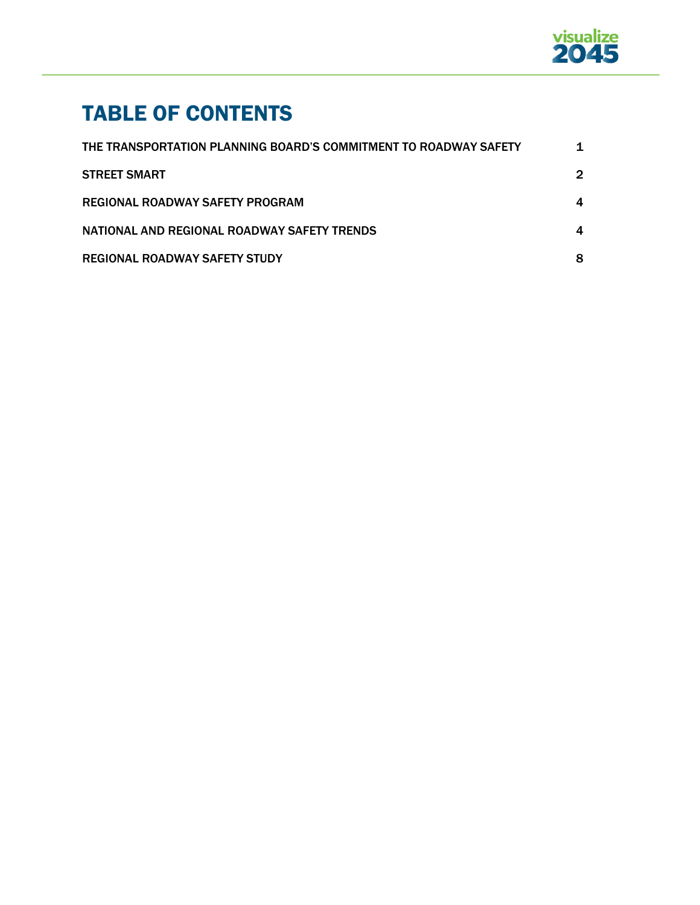# TABLE OF CONTENTS

| | |
|---|---|
| THE TRANSPORTATION PLANNING BOARD'S COMMITMENT TO ROADWAY SAFETY | 1 |
| STREET SMART | 2 |
| REGIONAL ROADWAY SAFETY PROGRAM | 4 |
| NATIONAL AND REGIONAL ROADWAY SAFETY TRENDS | 4 |
| REGIONAL ROADWAY SAFETY STUDY | 8 |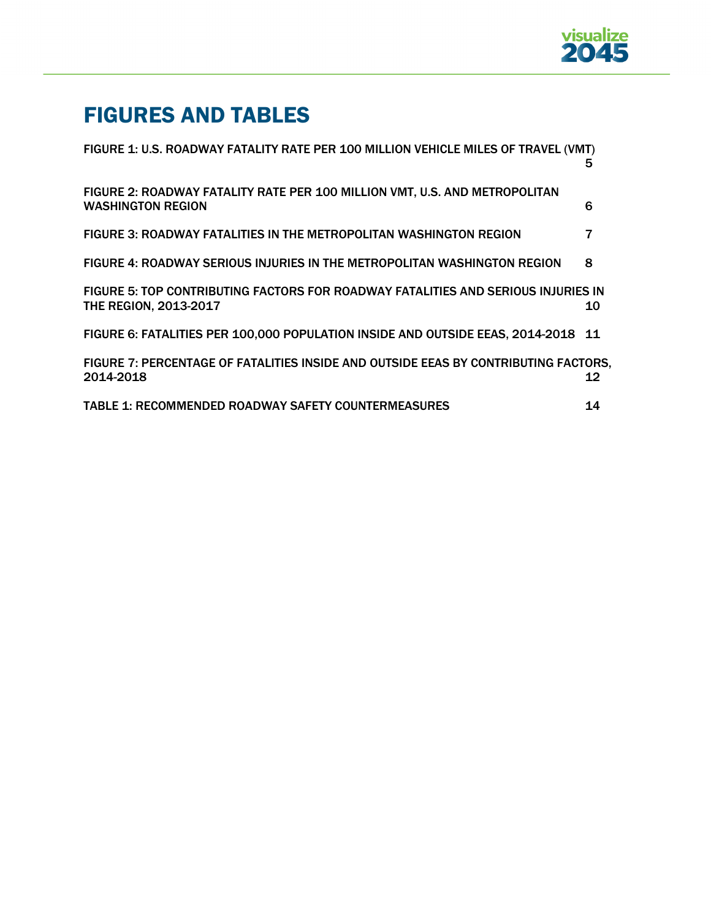# FIGURES AND TABLES

FIGURE 1: U.S. ROADWAY FATALITY RATE PER 100 MILLION VEHICLE MILES OF TRAVEL (VMT) 5

FIGURE 2: ROADWAY FATALITY RATE PER 100 MILLION VMT, U.S. AND METROPOLITAN WASHINGTON REGION 6

FIGURE 3: ROADWAY FATALITIES IN THE METROPOLITAN WASHINGTON REGION 7

FIGURE 4: ROADWAY SERIOUS INJURIES IN THE METROPOLITAN WASHINGTON REGION 8

FIGURE 5: TOP CONTRIBUTING FACTORS FOR ROADWAY FATALITIES AND SERIOUS INJURIES IN THE REGION, 2013-2017 10

FIGURE 6: FATALITIES PER 100,000 POPULATION INSIDE AND OUTSIDE EEAS, 2014-2018 11

FIGURE 7: PERCENTAGE OF FATALITIES INSIDE AND OUTSIDE EEAS BY CONTRIBUTING FACTORS, 2014-2018 12

TABLE 1: RECOMMENDED ROADWAY SAFETY COUNTERMEASURES 14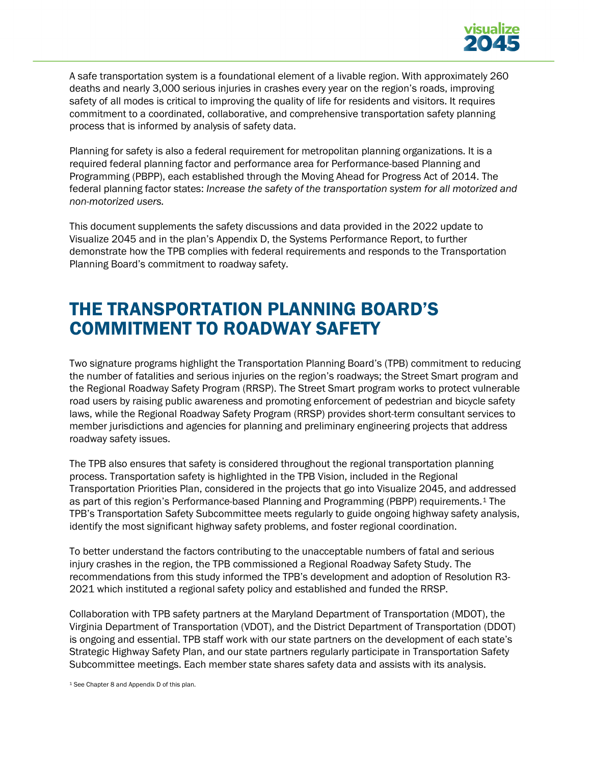A safe transportation system is a foundational element of a livable region. With approximately 260 deaths and nearly 3,000 serious injuries in crashes every year on the region's roads, improving safety of all modes is critical to improving the quality of life for residents and visitors. It requires commitment to a coordinated, collaborative, and comprehensive transportation safety planning process that is informed by analysis of safety data.

Planning for safety is also a federal requirement for metropolitan planning organizations. It is a required federal planning factor and performance area for Performance-based Planning and Programming (PBPP), each established through the Moving Ahead for Progress Act of 2014. The federal planning factor states: *Increase the safety of the transportation system for all motorized and non-motorized users.*

This document supplements the safety discussions and data provided in the 2022 update to Visualize 2045 and in the plan's Appendix D, the Systems Performance Report, to further demonstrate how the TPB complies with federal requirements and responds to the Transportation Planning Board's commitment to roadway safety.

# THE TRANSPORTATION PLANNING BOARD'S COMMITMENT TO ROADWAY SAFETY

Two signature programs highlight the Transportation Planning Board's (TPB) commitment to reducing the number of fatalities and serious injuries on the region's roadways; the Street Smart program and the Regional Roadway Safety Program (RRSP). The Street Smart program works to protect vulnerable road users by raising public awareness and promoting enforcement of pedestrian and bicycle safety laws, while the Regional Roadway Safety Program (RRSP) provides short-term consultant services to member jurisdictions and agencies for planning and preliminary engineering projects that address roadway safety issues.

The TPB also ensures that safety is considered throughout the regional transportation planning process. Transportation safety is highlighted in the TPB Vision, included in the Regional Transportation Priorities Plan, considered in the projects that go into Visualize 2045, and addressed as part of this region's Performance-based Planning and Programming (PBPP) requirements.[1] The TPB's Transportation Safety Subcommittee meets regularly to guide ongoing highway safety analysis, identify the most significant highway safety problems, and foster regional coordination.

To better understand the factors contributing to the unacceptable numbers of fatal and serious injury crashes in the region, the TPB commissioned a Regional Roadway Safety Study. The recommendations from this study informed the TPB's development and adoption of Resolution R3-2021 which instituted a regional safety policy and established and funded the RRSP.

Collaboration with TPB safety partners at the Maryland Department of Transportation (MDOT), the Virginia Department of Transportation (VDOT), and the District Department of Transportation (DDOT) is ongoing and essential. TPB staff work with our state partners on the development of each state's Strategic Highway Safety Plan, and our state partners regularly participate in Transportation Safety Subcommittee meetings. Each member state shares safety data and assists with its analysis.

[1] See Chapter 8 and Appendix D of this plan.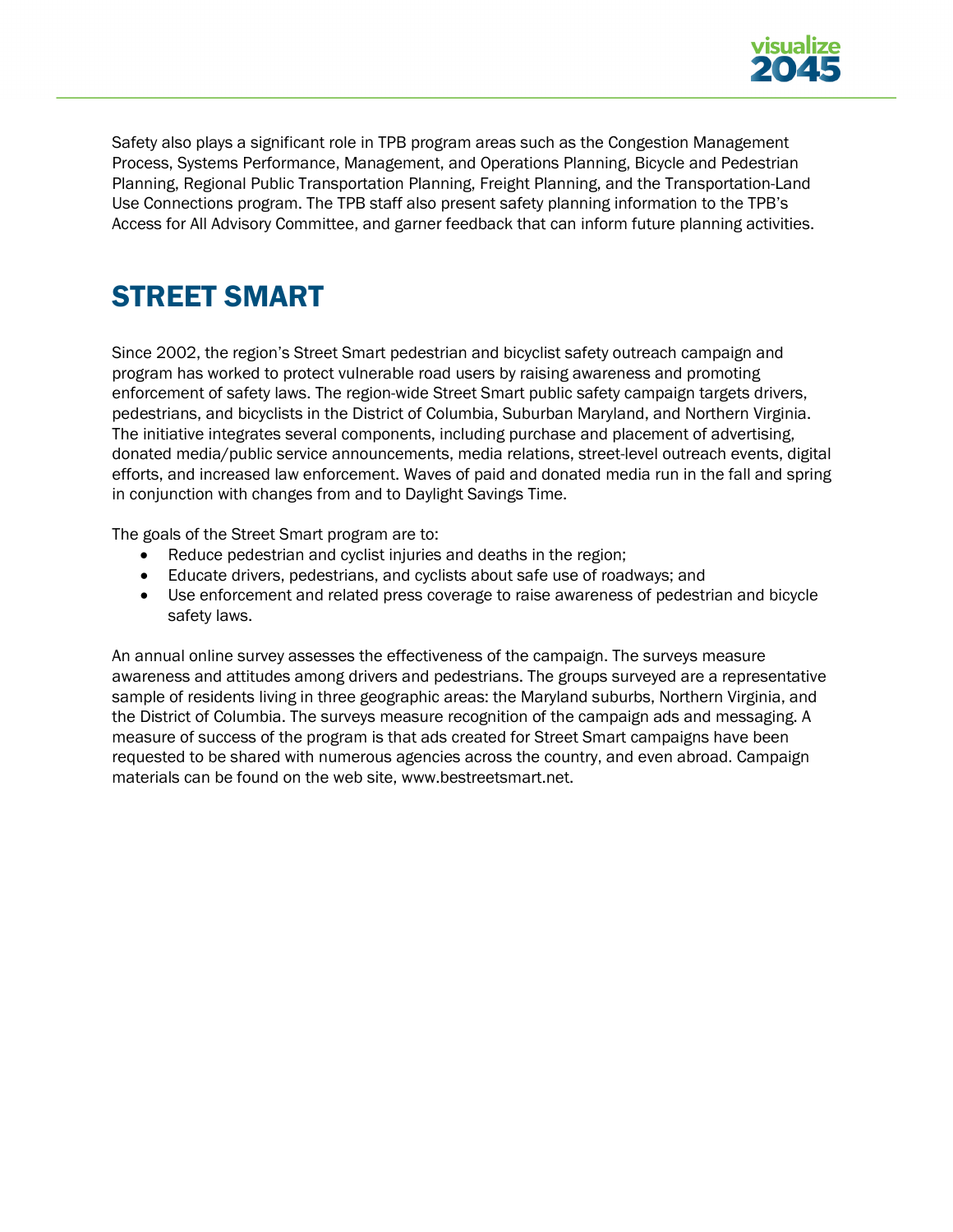Safety also plays a significant role in TPB program areas such as the Congestion Management Process, Systems Performance, Management, and Operations Planning, Bicycle and Pedestrian Planning, Regional Public Transportation Planning, Freight Planning, and the Transportation-Land Use Connections program. The TPB staff also present safety planning information to the TPB's Access for All Advisory Committee, and garner feedback that can inform future planning activities.

# STREET SMART

Since 2002, the region's Street Smart pedestrian and bicyclist safety outreach campaign and program has worked to protect vulnerable road users by raising awareness and promoting enforcement of safety laws. The region-wide Street Smart public safety campaign targets drivers, pedestrians, and bicyclists in the District of Columbia, Suburban Maryland, and Northern Virginia. The initiative integrates several components, including purchase and placement of advertising, donated media/public service announcements, media relations, street-level outreach events, digital efforts, and increased law enforcement. Waves of paid and donated media run in the fall and spring in conjunction with changes from and to Daylight Savings Time.

The goals of the Street Smart program are to:

- Reduce pedestrian and cyclist injuries and deaths in the region;
- Educate drivers, pedestrians, and cyclists about safe use of roadways; and
- Use enforcement and related press coverage to raise awareness of pedestrian and bicycle safety laws.

An annual online survey assesses the effectiveness of the campaign. The surveys measure awareness and attitudes among drivers and pedestrians. The groups surveyed are a representative sample of residents living in three geographic areas: the Maryland suburbs, Northern Virginia, and the District of Columbia. The surveys measure recognition of the campaign ads and messaging. A measure of success of the program is that ads created for Street Smart campaigns have been requested to be shared with numerous agencies across the country, and even abroad. Campaign materials can be found on the web site, www.bestreetsmart.net.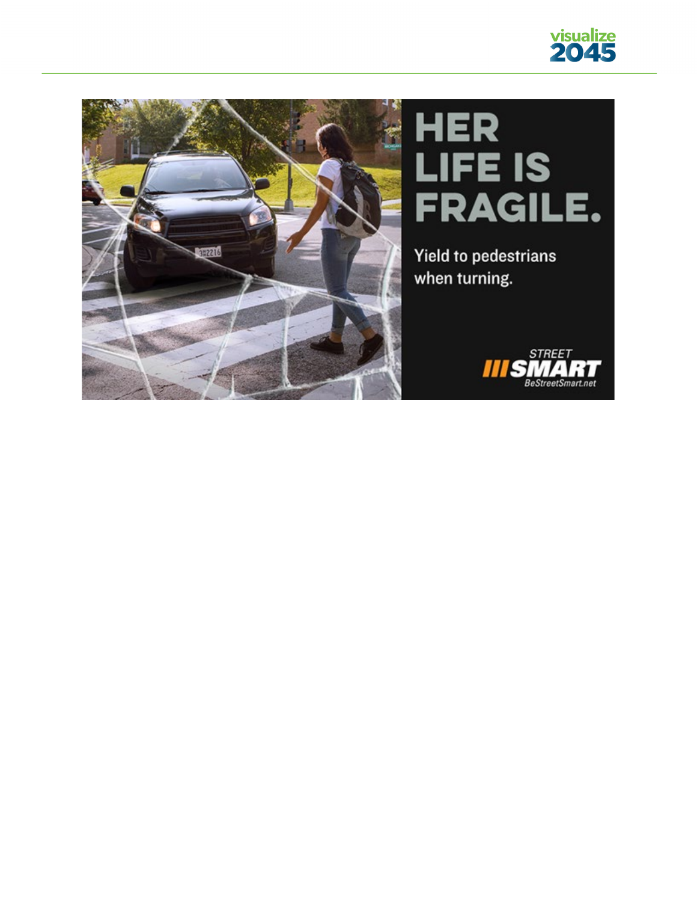HER LIFE IS FRAGILE.

Yield to pedestrians when turning.

STREET SMART
BeStreetSmart.net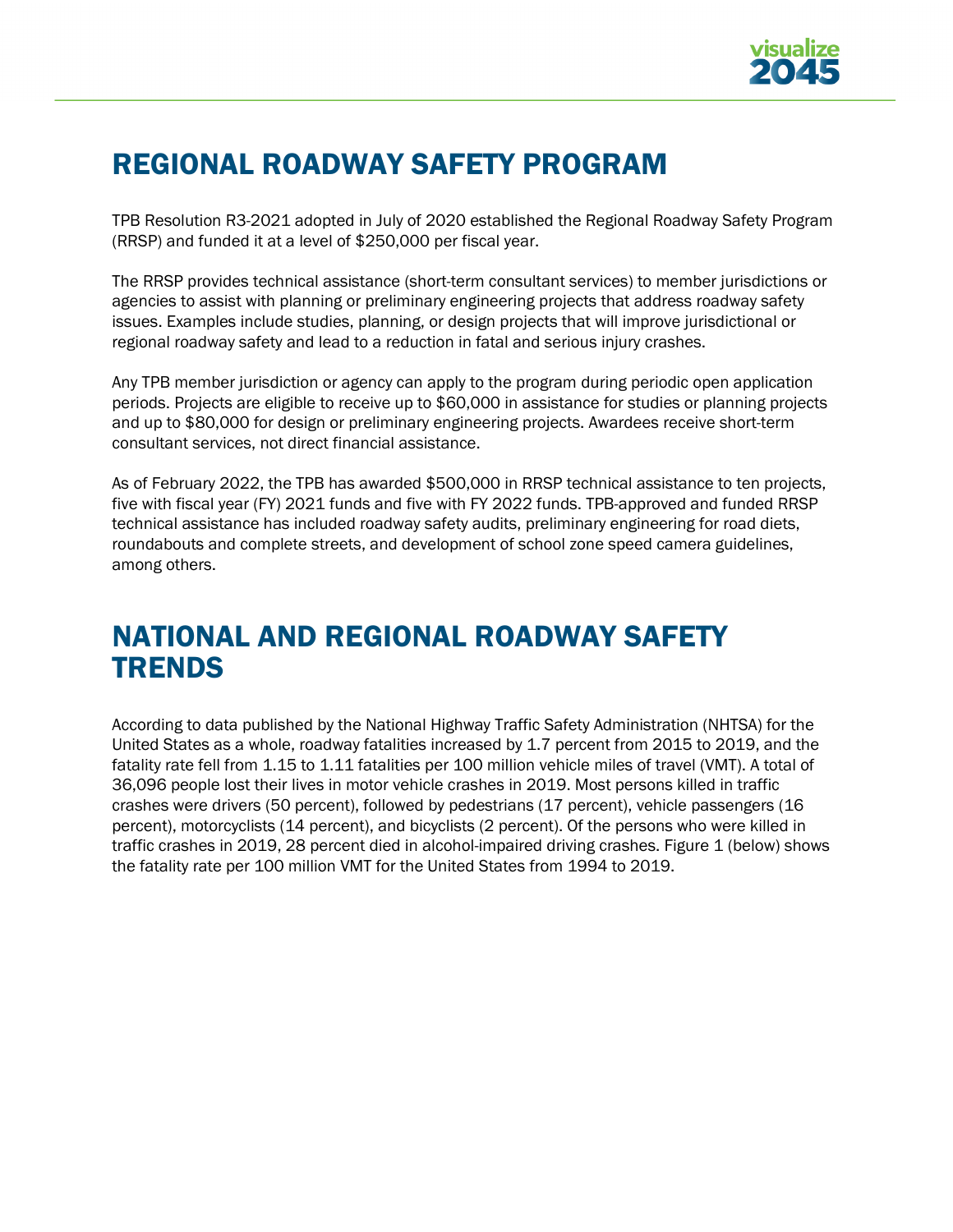# REGIONAL ROADWAY SAFETY PROGRAM

TPB Resolution R3-2021 adopted in July of 2020 established the Regional Roadway Safety Program (RRSP) and funded it at a level of $250,000 per fiscal year.

The RRSP provides technical assistance (short-term consultant services) to member jurisdictions or agencies to assist with planning or preliminary engineering projects that address roadway safety issues. Examples include studies, planning, or design projects that will improve jurisdictional or regional roadway safety and lead to a reduction in fatal and serious injury crashes.

Any TPB member jurisdiction or agency can apply to the program during periodic open application periods. Projects are eligible to receive up to $60,000 in assistance for studies or planning projects and up to $80,000 for design or preliminary engineering projects. Awardees receive short-term consultant services, not direct financial assistance.

As of February 2022, the TPB has awarded $500,000 in RRSP technical assistance to ten projects, five with fiscal year (FY) 2021 funds and five with FY 2022 funds. TPB-approved and funded RRSP technical assistance has included roadway safety audits, preliminary engineering for road diets, roundabouts and complete streets, and development of school zone speed camera guidelines, among others.

# NATIONAL AND REGIONAL ROADWAY SAFETY TRENDS

According to data published by the National Highway Traffic Safety Administration (NHTSA) for the United States as a whole, roadway fatalities increased by 1.7 percent from 2015 to 2019, and the fatality rate fell from 1.15 to 1.11 fatalities per 100 million vehicle miles of travel (VMT). A total of 36,096 people lost their lives in motor vehicle crashes in 2019. Most persons killed in traffic crashes were drivers (50 percent), followed by pedestrians (17 percent), vehicle passengers (16 percent), motorcyclists (14 percent), and bicyclists (2 percent). Of the persons who were killed in traffic crashes in 2019, 28 percent died in alcohol-impaired driving crashes. Figure 1 (below) shows the fatality rate per 100 million VMT for the United States from 1994 to 2019.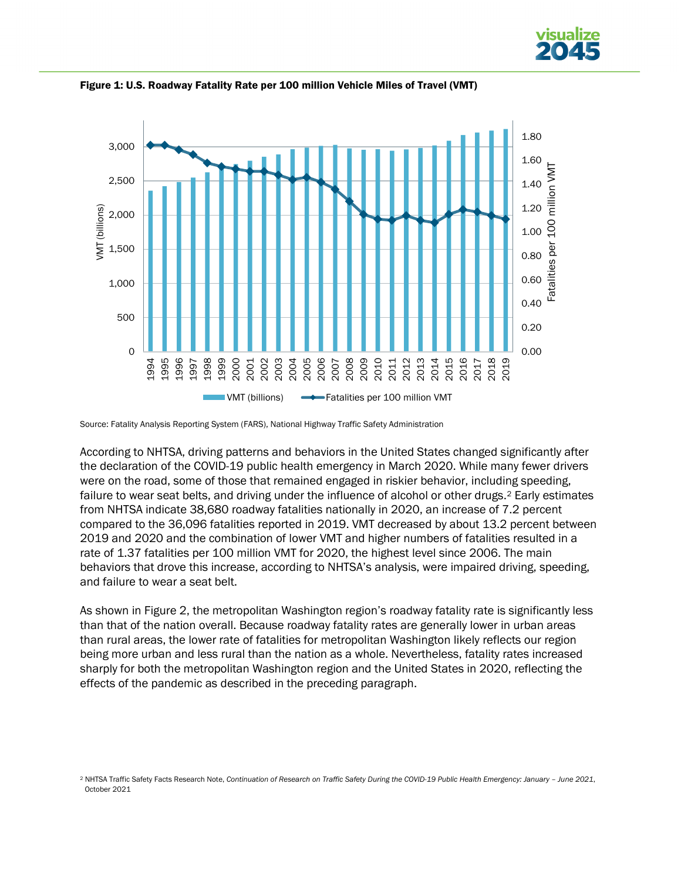**Figure 1: U.S. Roadway Fatality Rate per 100 million Vehicle Miles of Travel (VMT)**

Source: Fatality Analysis Reporting System (FARS), National Highway Traffic Safety Administration

According to NHTSA, driving patterns and behaviors in the United States changed significantly after the declaration of the COVID-19 public health emergency in March 2020. While many fewer drivers were on the road, some of those that remained engaged in riskier behavior, including speeding, failure to wear seat belts, and driving under the influence of alcohol or other drugs.[2] Early estimates from NHTSA indicate 38,680 roadway fatalities nationally in 2020, an increase of 7.2 percent compared to the 36,096 fatalities reported in 2019. VMT decreased by about 13.2 percent between 2019 and 2020 and the combination of lower VMT and higher numbers of fatalities resulted in a rate of 1.37 fatalities per 100 million VMT for 2020, the highest level since 2006. The main behaviors that drove this increase, according to NHTSA's analysis, were impaired driving, speeding, and failure to wear a seat belt.

As shown in Figure 2, the metropolitan Washington region's roadway fatality rate is significantly less than that of the nation overall. Because roadway fatality rates are generally lower in urban areas than rural areas, the lower rate of fatalities for metropolitan Washington likely reflects our region being more urban and less rural than the nation as a whole. Nevertheless, fatality rates increased sharply for both the metropolitan Washington region and the United States in 2020, reflecting the effects of the pandemic as described in the preceding paragraph.

[2] NHTSA Traffic Safety Facts Research Note, *Continuation of Research on Traffic Safety During the COVID-19 Public Health Emergency: January – June 2021*, October 2021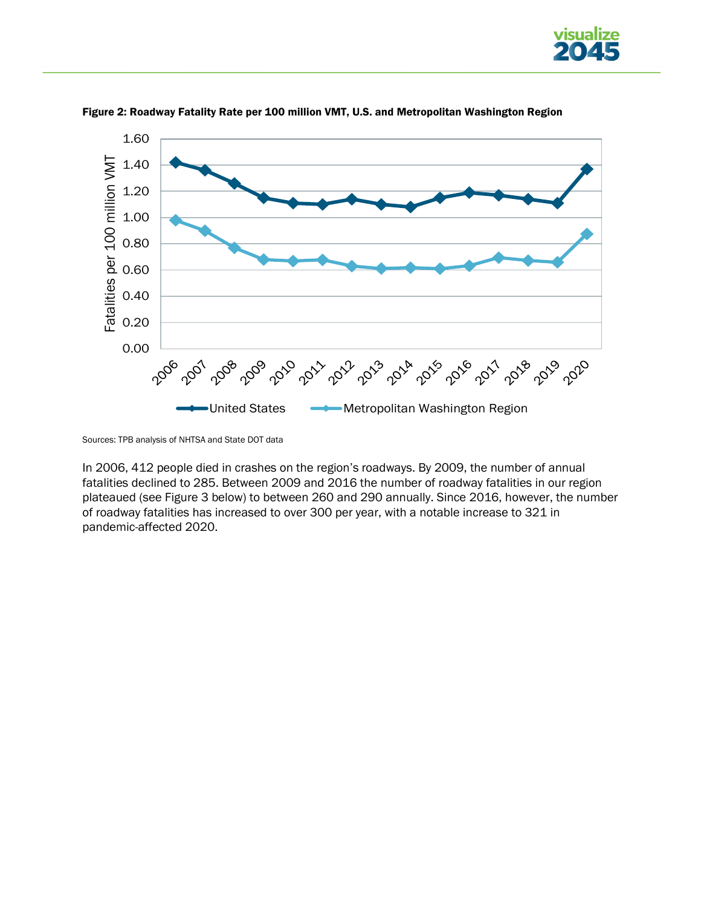**Figure 2: Roadway Fatality Rate per 100 million VMT, U.S. and Metropolitan Washington Region**

Sources: TPB analysis of NHTSA and State DOT data

In 2006, 412 people died in crashes on the region's roadways. By 2009, the number of annual fatalities declined to 285. Between 2009 and 2016 the number of roadway fatalities in our region plateaued (see Figure 3 below) to between 260 and 290 annually. Since 2016, however, the number of roadway fatalities has increased to over 300 per year, with a notable increase to 321 in pandemic-affected 2020.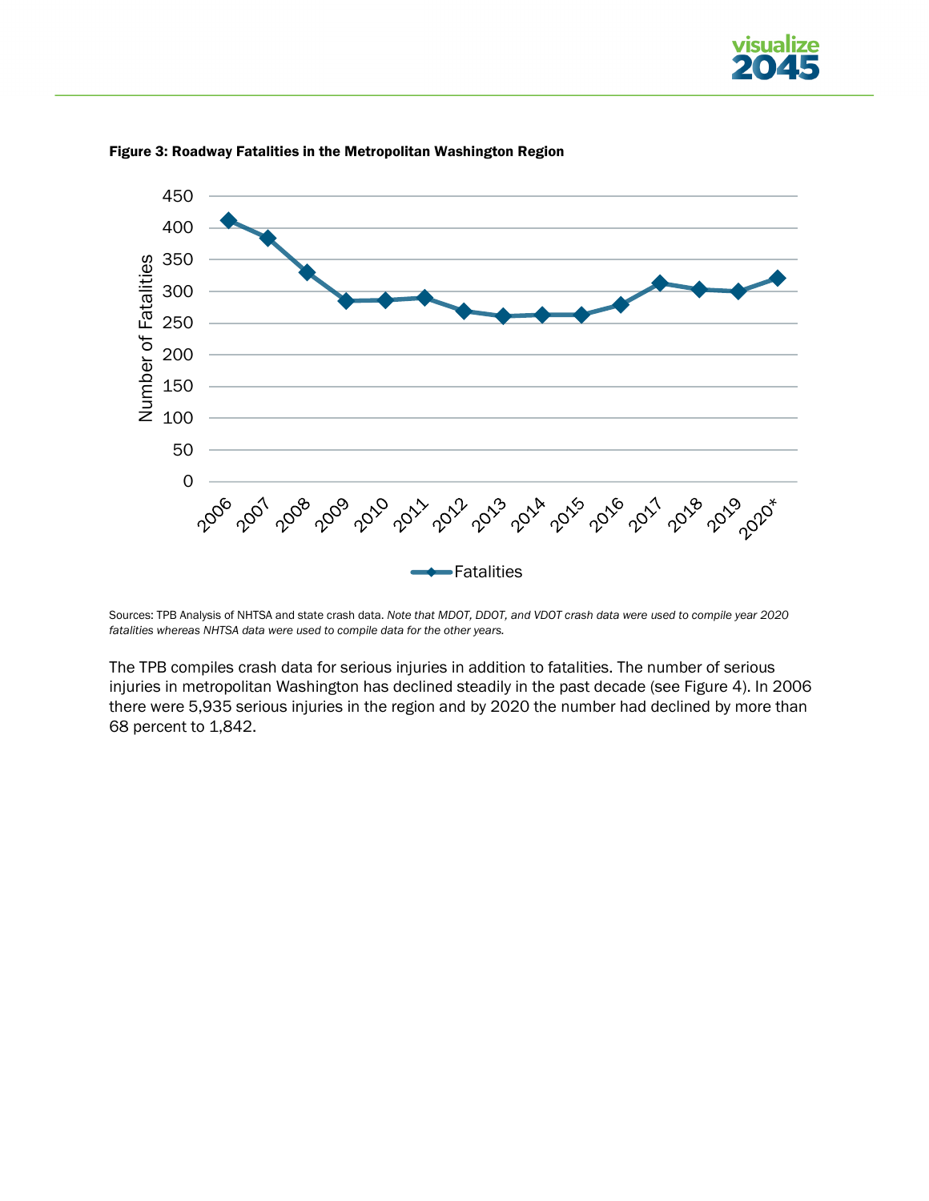**Figure 3: Roadway Fatalities in the Metropolitan Washington Region**

Sources: TPB Analysis of NHTSA and state crash data. *Note that MDOT, DDOT, and VDOT crash data were used to compile year 2020 fatalities whereas NHTSA data were used to compile data for the other years.*

The TPB compiles crash data for serious injuries in addition to fatalities. The number of serious injuries in metropolitan Washington has declined steadily in the past decade (see Figure 4). In 2006 there were 5,935 serious injuries in the region and by 2020 the number had declined by more than 68 percent to 1,842.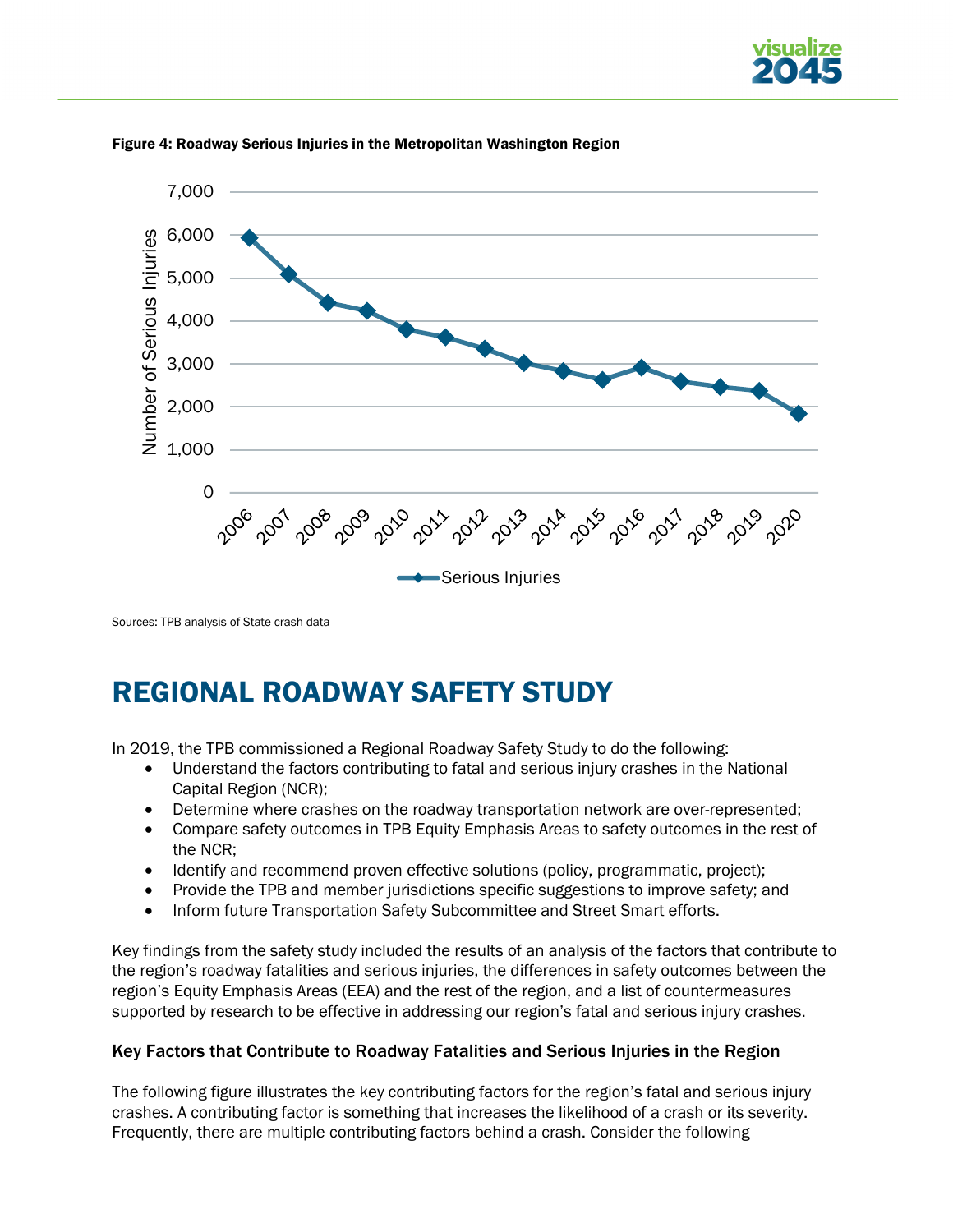**Figure 4: Roadway Serious Injuries in the Metropolitan Washington Region**

Sources: TPB analysis of State crash data

# REGIONAL ROADWAY SAFETY STUDY

In 2019, the TPB commissioned a Regional Roadway Safety Study to do the following:

- Understand the factors contributing to fatal and serious injury crashes in the National Capital Region (NCR);
- Determine where crashes on the roadway transportation network are over-represented;
- Compare safety outcomes in TPB Equity Emphasis Areas to safety outcomes in the rest of the NCR;
- Identify and recommend proven effective solutions (policy, programmatic, project);
- Provide the TPB and member jurisdictions specific suggestions to improve safety; and
- Inform future Transportation Safety Subcommittee and Street Smart efforts.

Key findings from the safety study included the results of an analysis of the factors that contribute to the region's roadway fatalities and serious injuries, the differences in safety outcomes between the region's Equity Emphasis Areas (EEA) and the rest of the region, and a list of countermeasures supported by research to be effective in addressing our region's fatal and serious injury crashes.

### Key Factors that Contribute to Roadway Fatalities and Serious Injuries in the Region

The following figure illustrates the key contributing factors for the region's fatal and serious injury crashes. A contributing factor is something that increases the likelihood of a crash or its severity. Frequently, there are multiple contributing factors behind a crash. Consider the following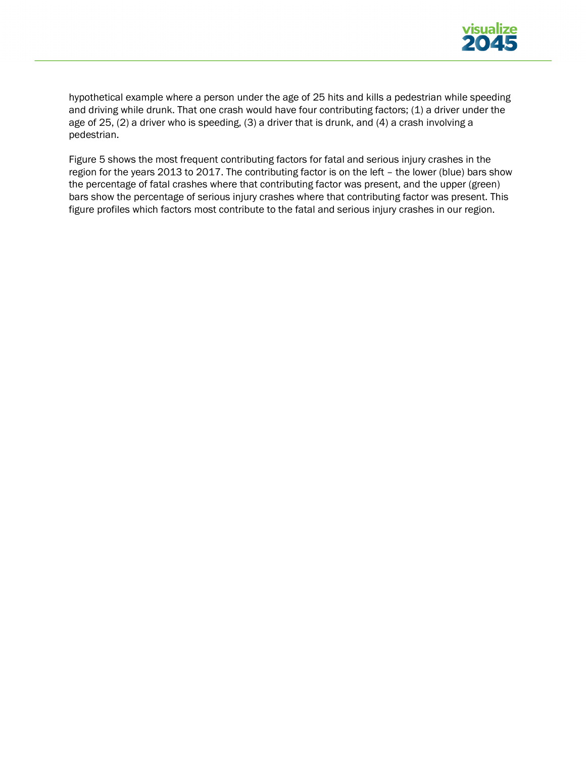hypothetical example where a person under the age of 25 hits and kills a pedestrian while speeding and driving while drunk. That one crash would have four contributing factors; (1) a driver under the age of 25, (2) a driver who is speeding, (3) a driver that is drunk, and (4) a crash involving a pedestrian.

Figure 5 shows the most frequent contributing factors for fatal and serious injury crashes in the region for the years 2013 to 2017. The contributing factor is on the left – the lower (blue) bars show the percentage of fatal crashes where that contributing factor was present, and the upper (green) bars show the percentage of serious injury crashes where that contributing factor was present. This figure profiles which factors most contribute to the fatal and serious injury crashes in our region.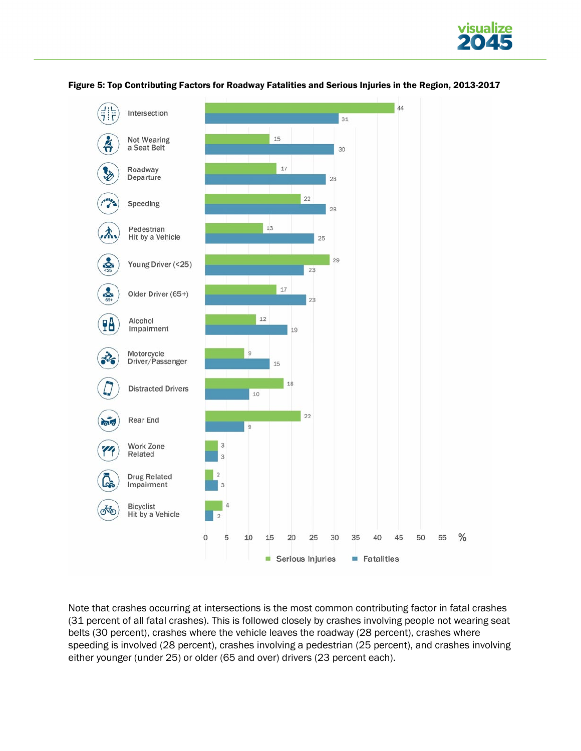**Figure 5: Top Contributing Factors for Roadway Fatalities and Serious Injuries in the Region, 2013-2017**

| Contributing Factor | Serious Injuries (%) | Fatalities (%) |
|---|---|---|
| Intersection | 44 | 31 |
| Not Wearing a Seat Belt | 15 | 30 |
| Roadway Departure | 17 | 28 |
| Speeding | 22 | 28 |
| Pedestrian Hit by a Vehicle | 13 | 25 |
| Young Driver (<25) | 29 | 23 |
| Older Driver (65+) | 17 | 23 |
| Alcohol Impairment | 12 | 19 |
| Motorcycle Driver/Passenger | 9 | 15 |
| Distracted Drivers | 18 | 10 |
| Rear End | 22 | 9 |
| Work Zone Related | 3 | 3 |
| Drug Related Impairment | 2 | 3 |
| Bicyclist Hit by a Vehicle | 4 | 2 |

Note that crashes occurring at intersections is the most common contributing factor in fatal crashes (31 percent of all fatal crashes). This is followed closely by crashes involving people not wearing seat belts (30 percent), crashes where the vehicle leaves the roadway (28 percent), crashes where speeding is involved (28 percent), crashes involving a pedestrian (25 percent), and crashes involving either younger (under 25) or older (65 and over) drivers (23 percent each).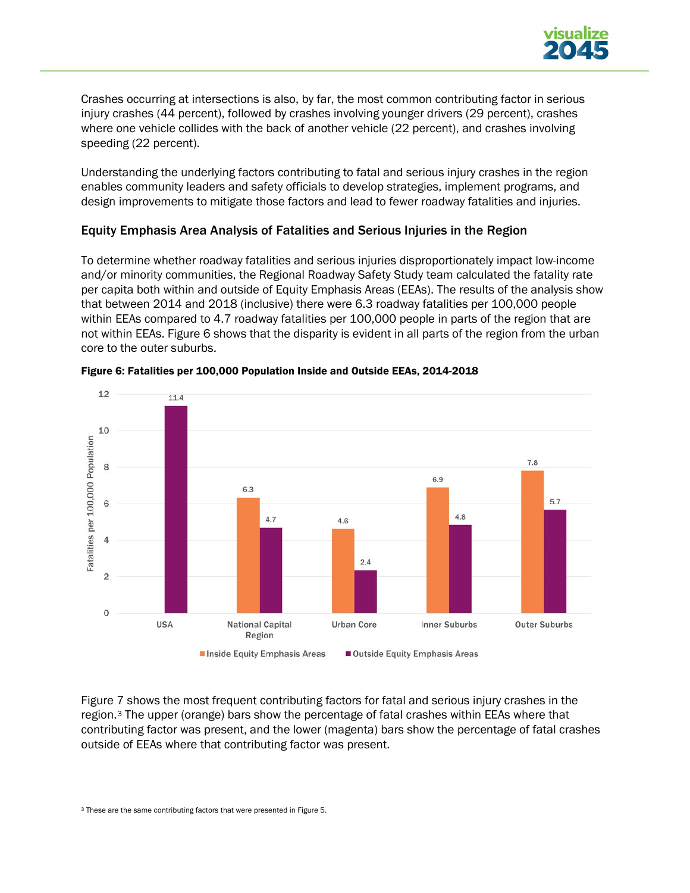Crashes occurring at intersections is also, by far, the most common contributing factor in serious injury crashes (44 percent), followed by crashes involving younger drivers (29 percent), crashes where one vehicle collides with the back of another vehicle (22 percent), and crashes involving speeding (22 percent).

Understanding the underlying factors contributing to fatal and serious injury crashes in the region enables community leaders and safety officials to develop strategies, implement programs, and design improvements to mitigate those factors and lead to fewer roadway fatalities and injuries.

### Equity Emphasis Area Analysis of Fatalities and Serious Injuries in the Region

To determine whether roadway fatalities and serious injuries disproportionately impact low-income and/or minority communities, the Regional Roadway Safety Study team calculated the fatality rate per capita both within and outside of Equity Emphasis Areas (EEAs). The results of the analysis show that between 2014 and 2018 (inclusive) there were 6.3 roadway fatalities per 100,000 people within EEAs compared to 4.7 roadway fatalities per 100,000 people in parts of the region that are not within EEAs. Figure 6 shows that the disparity is evident in all parts of the region from the urban core to the outer suburbs.

**Figure 6: Fatalities per 100,000 Population Inside and Outside EEAs, 2014-2018**

| | Inside Equity Emphasis Areas | Outside Equity Emphasis Areas |
|---|---|---|
| USA | | 11.4 |
| National Capital Region | 6.3 | 4.7 |
| Urban Core | 4.6 | 2.4 |
| Inner Suburbs | 6.9 | 4.8 |
| Outer Suburbs | 7.8 | 5.7 |

Figure 7 shows the most frequent contributing factors for fatal and serious injury crashes in the region.[3] The upper (orange) bars show the percentage of fatal crashes within EEAs where that contributing factor was present, and the lower (magenta) bars show the percentage of fatal crashes outside of EEAs where that contributing factor was present.

[3] These are the same contributing factors that were presented in Figure 5.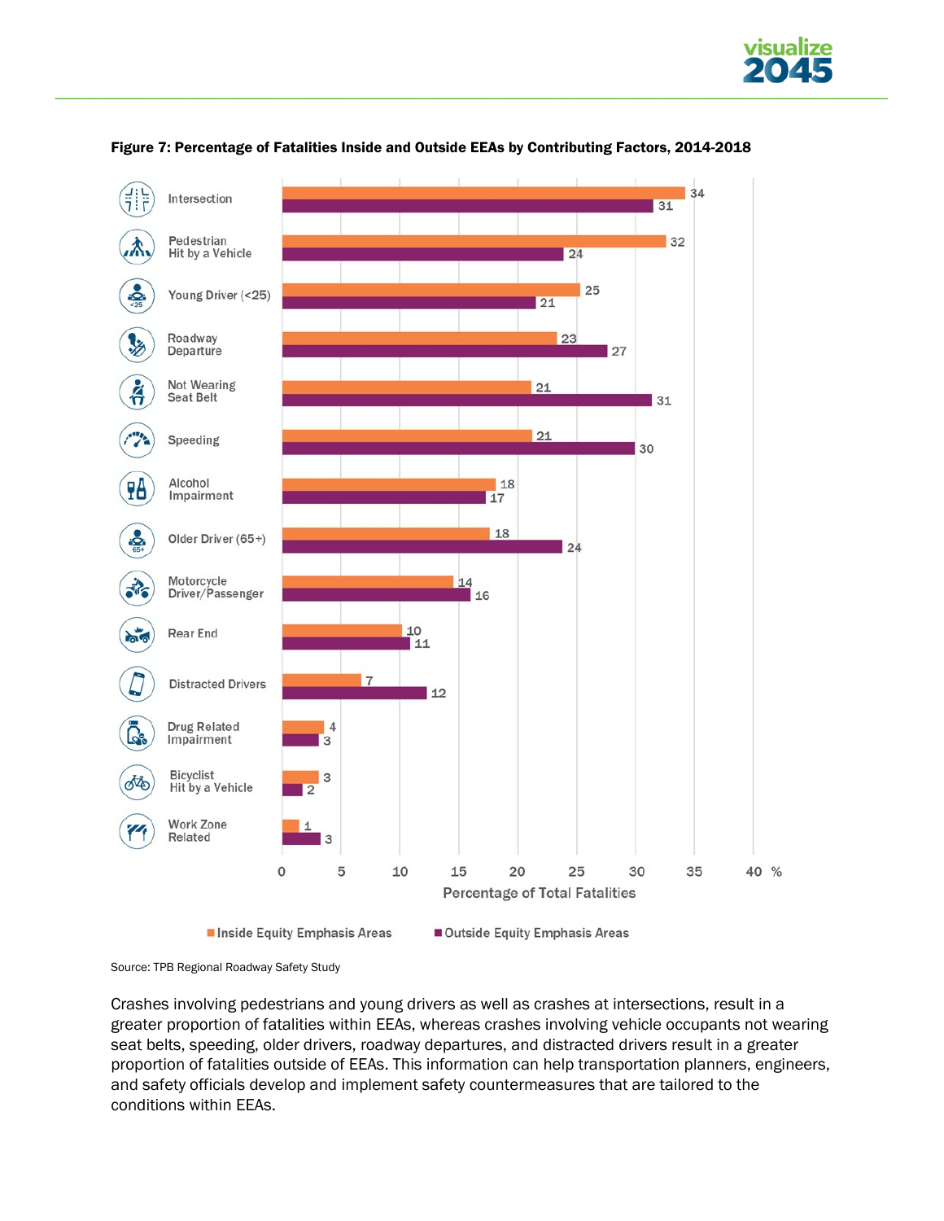**Figure 7: Percentage of Fatalities Inside and Outside EEAs by Contributing Factors, 2014-2018**

| Contributing Factor | Inside Equity Emphasis Areas (%) | Outside Equity Emphasis Areas (%) |
| --- | --- | --- |
| Intersection | 34 | 31 |
| Pedestrian Hit by a Vehicle | 32 | 24 |
| Young Driver (<25) | 25 | 21 |
| Roadway Departure | 23 | 27 |
| Not Wearing Seat Belt | 21 | 31 |
| Speeding | 21 | 30 |
| Alcohol Impairment | 18 | 17 |
| Older Driver (65+) | 18 | 24 |
| Motorcycle Driver/Passenger | 14 | 16 |
| Rear End | 10 | 11 |
| Distracted Drivers | 7 | 12 |
| Drug Related Impairment | 4 | 3 |
| Bicyclist Hit by a Vehicle | 3 | 2 |
| Work Zone Related | 1 | 3 |

Percentage of Total Fatalities

Source: TPB Regional Roadway Safety Study

Crashes involving pedestrians and young drivers as well as crashes at intersections, result in a greater proportion of fatalities within EEAs, whereas crashes involving vehicle occupants not wearing seat belts, speeding, older drivers, roadway departures, and distracted drivers result in a greater proportion of fatalities outside of EEAs. This information can help transportation planners, engineers, and safety officials develop and implement safety countermeasures that are tailored to the conditions within EEAs.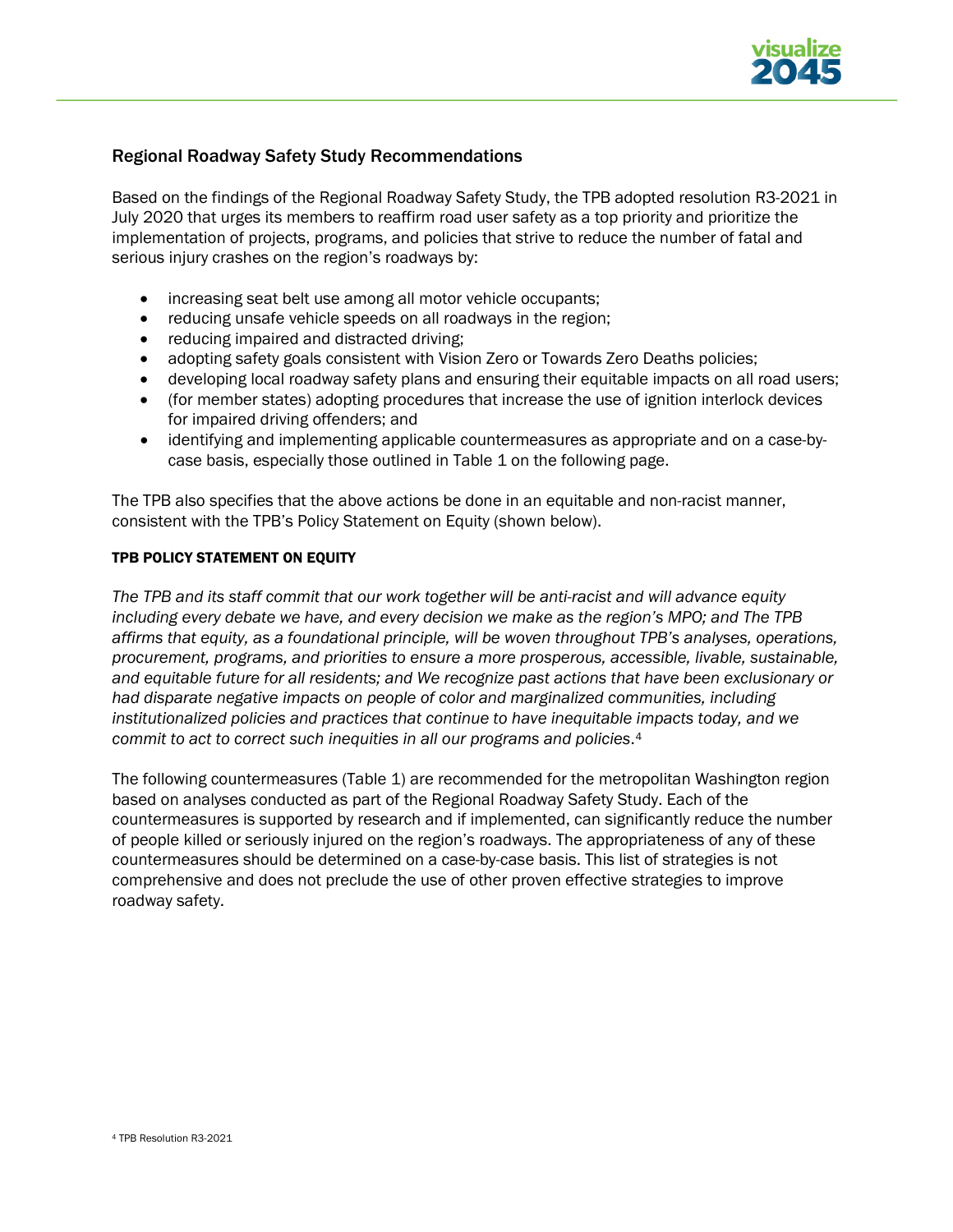## Regional Roadway Safety Study Recommendations

Based on the findings of the Regional Roadway Safety Study, the TPB adopted resolution R3-2021 in July 2020 that urges its members to reaffirm road user safety as a top priority and prioritize the implementation of projects, programs, and policies that strive to reduce the number of fatal and serious injury crashes on the region's roadways by:

- increasing seat belt use among all motor vehicle occupants;
- reducing unsafe vehicle speeds on all roadways in the region;
- reducing impaired and distracted driving;
- adopting safety goals consistent with Vision Zero or Towards Zero Deaths policies;
- developing local roadway safety plans and ensuring their equitable impacts on all road users;
- (for member states) adopting procedures that increase the use of ignition interlock devices for impaired driving offenders; and
- identifying and implementing applicable countermeasures as appropriate and on a case-by-case basis, especially those outlined in Table 1 on the following page.

The TPB also specifies that the above actions be done in an equitable and non-racist manner, consistent with the TPB's Policy Statement on Equity (shown below).

### TPB POLICY STATEMENT ON EQUITY

*The TPB and its staff commit that our work together will be anti-racist and will advance equity including every debate we have, and every decision we make as the region's MPO; and The TPB affirms that equity, as a foundational principle, will be woven throughout TPB's analyses, operations, procurement, programs, and priorities to ensure a more prosperous, accessible, livable, sustainable, and equitable future for all residents; and We recognize past actions that have been exclusionary or had disparate negative impacts on people of color and marginalized communities, including institutionalized policies and practices that continue to have inequitable impacts today, and we commit to act to correct such inequities in all our programs and policies*.[4]

The following countermeasures (Table 1) are recommended for the metropolitan Washington region based on analyses conducted as part of the Regional Roadway Safety Study. Each of the countermeasures is supported by research and if implemented, can significantly reduce the number of people killed or seriously injured on the region's roadways. The appropriateness of any of these countermeasures should be determined on a case-by-case basis. This list of strategies is not comprehensive and does not preclude the use of other proven effective strategies to improve roadway safety.

[4] TPB Resolution R3-2021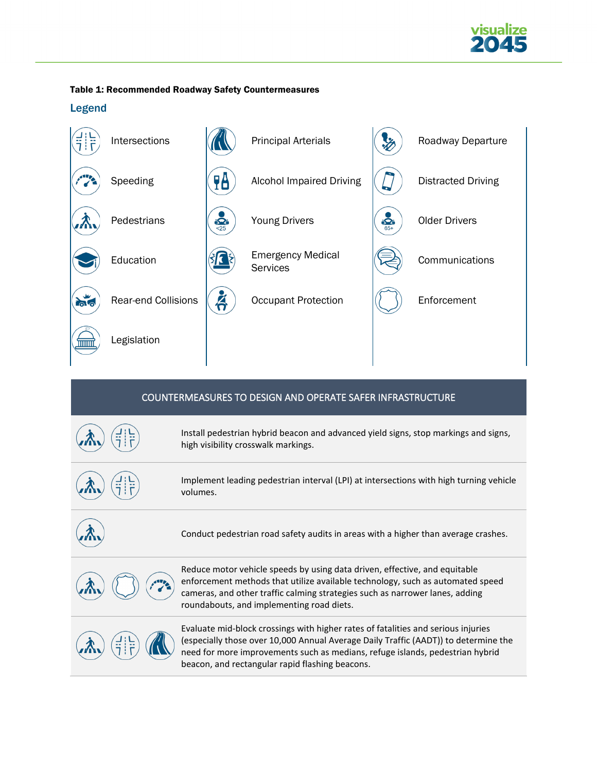**Table 1: Recommended Roadway Safety Countermeasures**

## Legend

| | | |
|---|---|---|
| Intersections | Principal Arterials | Roadway Departure |
| Speeding | Alcohol Impaired Driving | Distracted Driving |
| Pedestrians | Young Drivers | Older Drivers |
| Education | Emergency Medical Services | Communications |
| Rear-end Collisions | Occupant Protection | Enforcement |
| Legislation | | |

| COUNTERMEASURES TO DESIGN AND OPERATE SAFER INFRASTRUCTURE | |
|---|---|
| Pedestrians, Intersections | Install pedestrian hybrid beacon and advanced yield signs, stop markings and signs, high visibility crosswalk markings. |
| Pedestrians, Intersections | Implement leading pedestrian interval (LPI) at intersections with high turning vehicle volumes. |
| Pedestrians | Conduct pedestrian road safety audits in areas with a higher than average crashes. |
| Pedestrians, Enforcement, Speeding | Reduce motor vehicle speeds by using data driven, effective, and equitable enforcement methods that utilize available technology, such as automated speed cameras, and other traffic calming strategies such as narrower lanes, adding roundabouts, and implementing road diets. |
| Pedestrians, Intersections, Principal Arterials | Evaluate mid-block crossings with higher rates of fatalities and serious injuries (especially those over 10,000 Annual Average Daily Traffic (AADT)) to determine the need for more improvements such as medians, refuge islands, pedestrian hybrid beacon, and rectangular rapid flashing beacons. |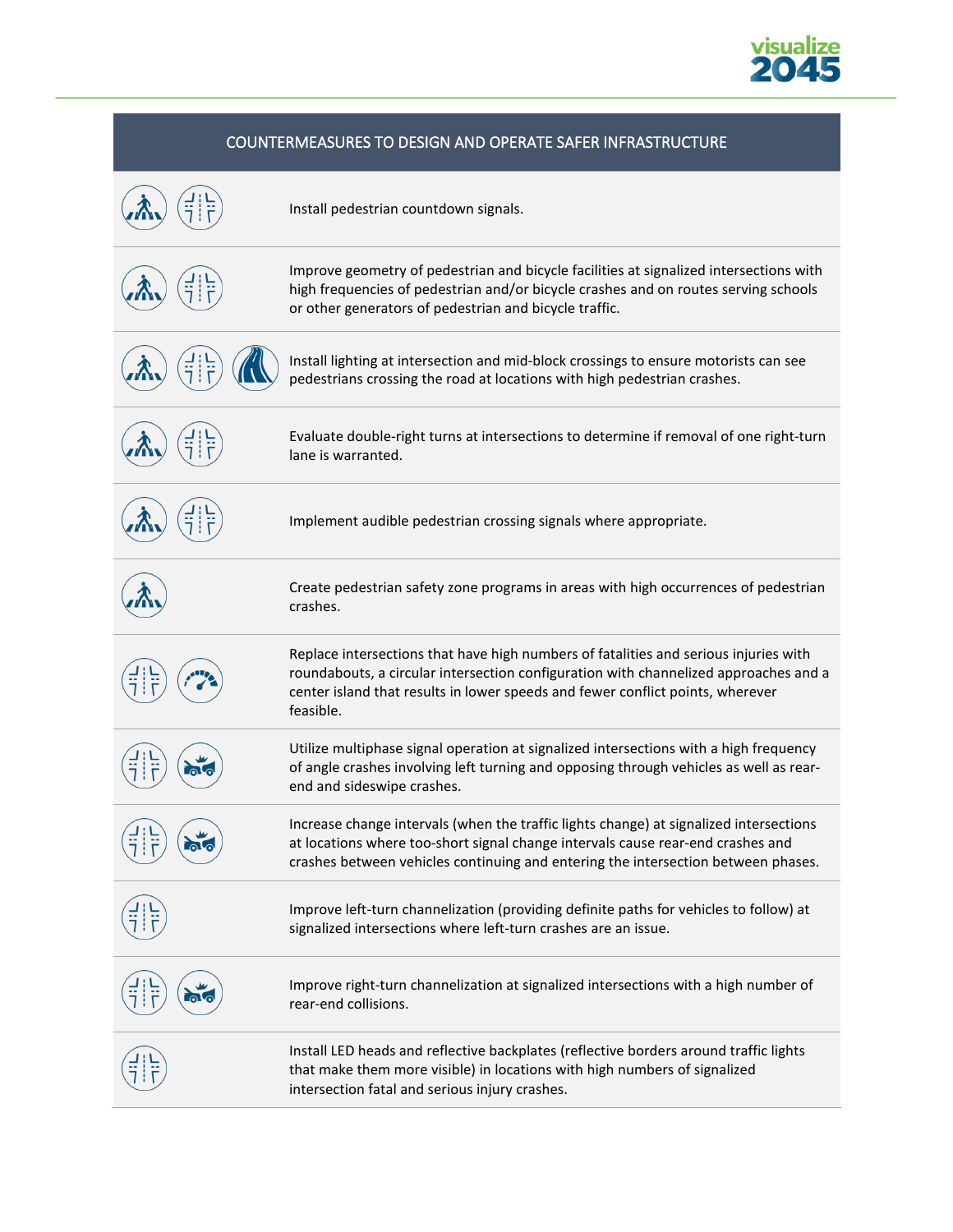| COUNTERMEASURES TO DESIGN AND OPERATE SAFER INFRASTRUCTURE |
| --- |
| Install pedestrian countdown signals. |
| Improve geometry of pedestrian and bicycle facilities at signalized intersections with high frequencies of pedestrian and/or bicycle crashes and on routes serving schools or other generators of pedestrian and bicycle traffic. |
| Install lighting at intersection and mid-block crossings to ensure motorists can see pedestrians crossing the road at locations with high pedestrian crashes. |
| Evaluate double-right turns at intersections to determine if removal of one right-turn lane is warranted. |
| Implement audible pedestrian crossing signals where appropriate. |
| Create pedestrian safety zone programs in areas with high occurrences of pedestrian crashes. |
| Replace intersections that have high numbers of fatalities and serious injuries with roundabouts, a circular intersection configuration with channelized approaches and a center island that results in lower speeds and fewer conflict points, wherever feasible. |
| Utilize multiphase signal operation at signalized intersections with a high frequency of angle crashes involving left turning and opposing through vehicles as well as rear-end and sideswipe crashes. |
| Increase change intervals (when the traffic lights change) at signalized intersections at locations where too-short signal change intervals cause rear-end crashes and crashes between vehicles continuing and entering the intersection between phases. |
| Improve left-turn channelization (providing definite paths for vehicles to follow) at signalized intersections where left-turn crashes are an issue. |
| Improve right-turn channelization at signalized intersections with a high number of rear-end collisions. |
| Install LED heads and reflective backplates (reflective borders around traffic lights that make them more visible) in locations with high numbers of signalized intersection fatal and serious injury crashes. |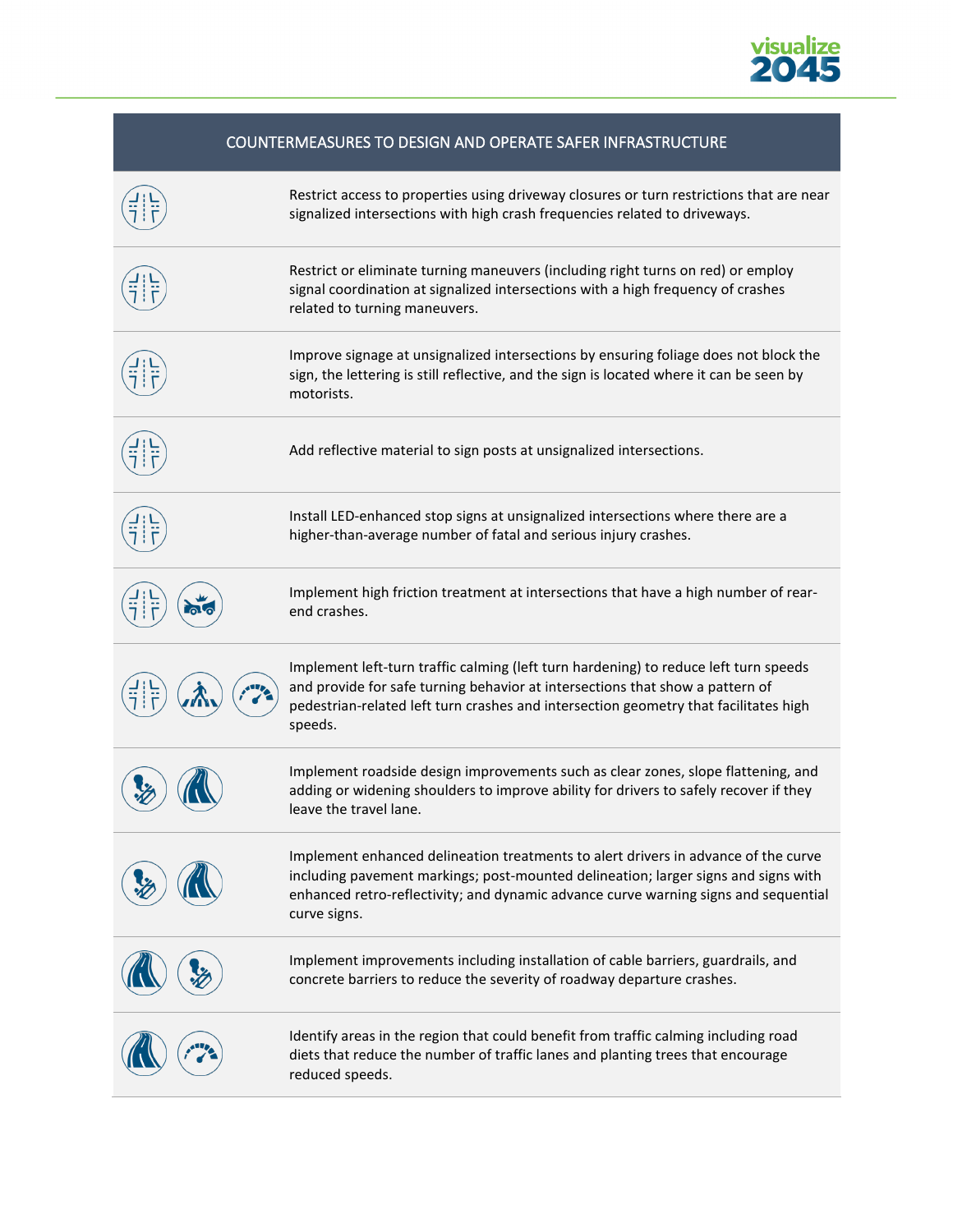| COUNTERMEASURES TO DESIGN AND OPERATE SAFER INFRASTRUCTURE |
| --- |
| Restrict access to properties using driveway closures or turn restrictions that are near signalized intersections with high crash frequencies related to driveways. |
| Restrict or eliminate turning maneuvers (including right turns on red) or employ signal coordination at signalized intersections with a high frequency of crashes related to turning maneuvers. |
| Improve signage at unsignalized intersections by ensuring foliage does not block the sign, the lettering is still reflective, and the sign is located where it can be seen by motorists. |
| Add reflective material to sign posts at unsignalized intersections. |
| Install LED-enhanced stop signs at unsignalized intersections where there are a higher-than-average number of fatal and serious injury crashes. |
| Implement high friction treatment at intersections that have a high number of rear-end crashes. |
| Implement left-turn traffic calming (left turn hardening) to reduce left turn speeds and provide for safe turning behavior at intersections that show a pattern of pedestrian-related left turn crashes and intersection geometry that facilitates high speeds. |
| Implement roadside design improvements such as clear zones, slope flattening, and adding or widening shoulders to improve ability for drivers to safely recover if they leave the travel lane. |
| Implement enhanced delineation treatments to alert drivers in advance of the curve including pavement markings; post-mounted delineation; larger signs and signs with enhanced retro-reflectivity; and dynamic advance curve warning signs and sequential curve signs. |
| Implement improvements including installation of cable barriers, guardrails, and concrete barriers to reduce the severity of roadway departure crashes. |
| Identify areas in the region that could benefit from traffic calming including road diets that reduce the number of traffic lanes and planting trees that encourage reduced speeds. |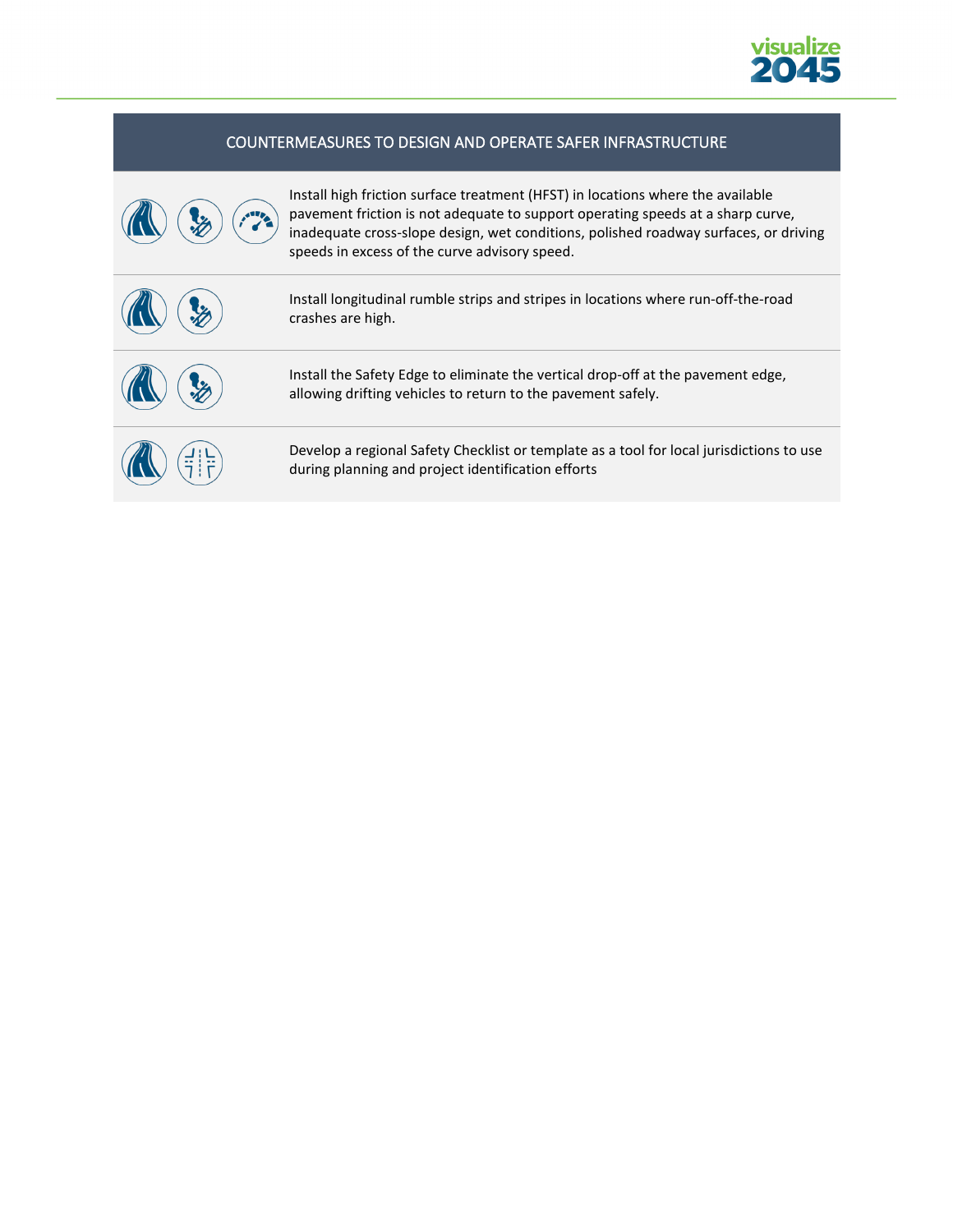| COUNTERMEASURES TO DESIGN AND OPERATE SAFER INFRASTRUCTURE | |
| --- | --- |
| | Install high friction surface treatment (HFST) in locations where the available pavement friction is not adequate to support operating speeds at a sharp curve, inadequate cross-slope design, wet conditions, polished roadway surfaces, or driving speeds in excess of the curve advisory speed. |
| | Install longitudinal rumble strips and stripes in locations where run-off-the-road crashes are high. |
| | Install the Safety Edge to eliminate the vertical drop-off at the pavement edge, allowing drifting vehicles to return to the pavement safely. |
| | Develop a regional Safety Checklist or template as a tool for local jurisdictions to use during planning and project identification efforts |